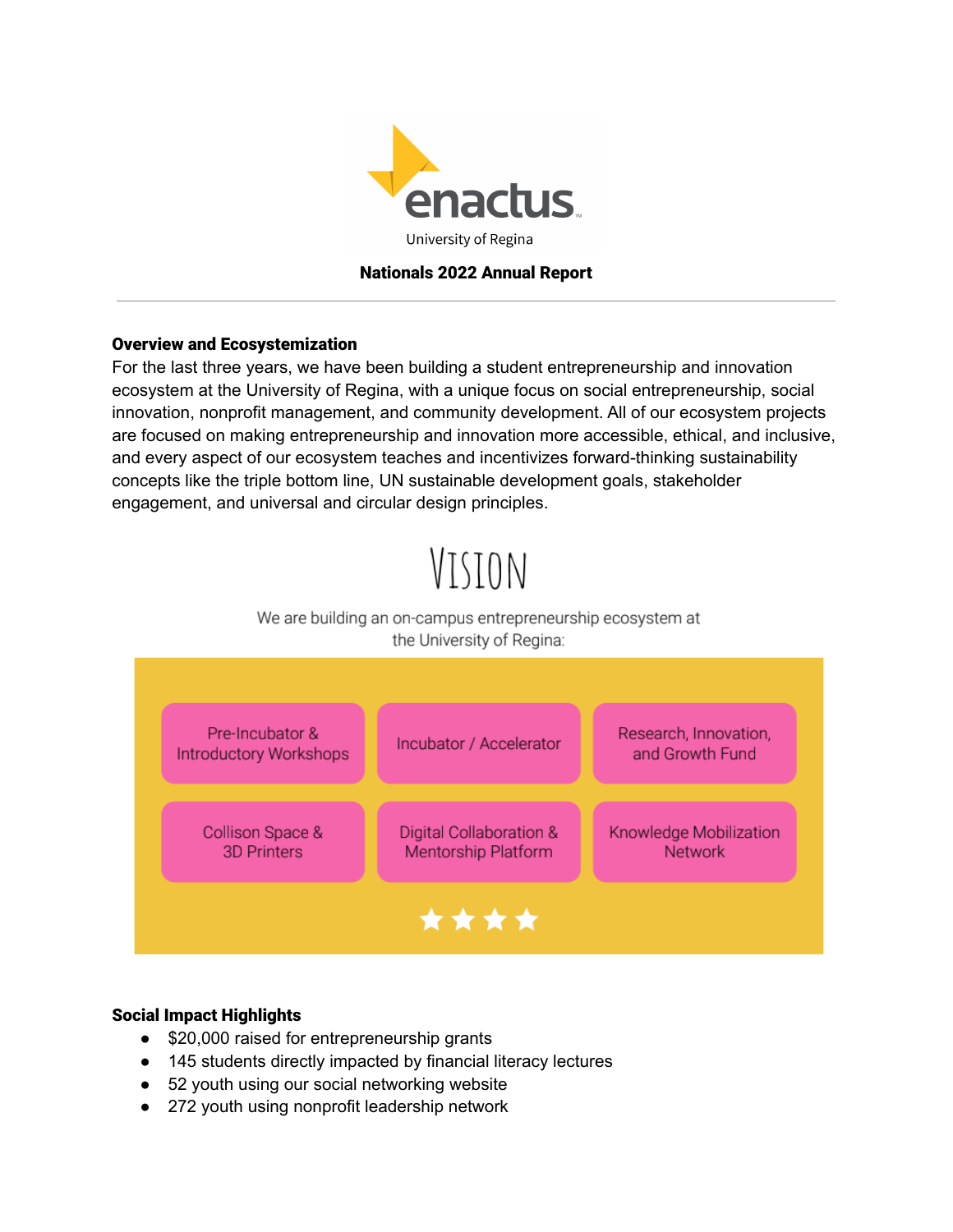enactus

University of Regina

**Nationals 2022 Annual Report**

---

### Overview and Ecosystemization

For the last three years, we have been building a student entrepreneurship and innovation ecosystem at the University of Regina, with a unique focus on social entrepreneurship, social innovation, nonprofit management, and community development. All of our ecosystem projects are focused on making entrepreneurship and innovation more accessible, ethical, and inclusive, and every aspect of our ecosystem teaches and incentivizes forward-thinking sustainability concepts like the triple bottom line, UN sustainable development goals, stakeholder engagement, and universal and circular design principles.

## VISION

We are building an on-campus entrepreneurship ecosystem at the University of Regina:

| | | |
|---|---|---|
| Pre-Incubator & Introductory Workshops | Incubator / Accelerator | Research, Innovation, and Growth Fund |
| Collison Space & 3D Printers | Digital Collaboration & Mentorship Platform | Knowledge Mobilization Network |

### Social Impact Highlights

- $20,000 raised for entrepreneurship grants
- 145 students directly impacted by financial literacy lectures
- 52 youth using our social networking website
- 272 youth using nonprofit leadership network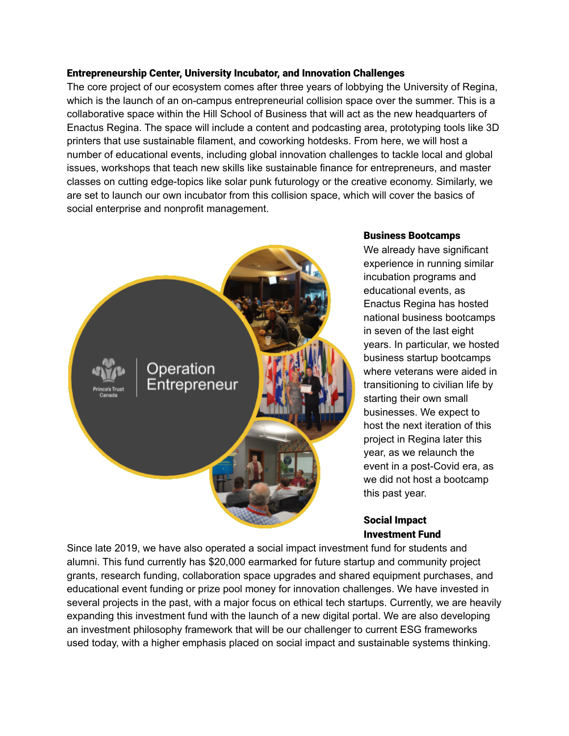**Entrepreneurship Center, University Incubator, and Innovation Challenges**

The core project of our ecosystem comes after three years of lobbying the University of Regina, which is the launch of an on-campus entrepreneurial collision space over the summer. This is a collaborative space within the Hill School of Business that will act as the new headquarters of Enactus Regina. The space will include a content and podcasting area, prototyping tools like 3D printers that use sustainable filament, and coworking hotdesks. From here, we will host a number of educational events, including global innovation challenges to tackle local and global issues, workshops that teach new skills like sustainable finance for entrepreneurs, and master classes on cutting edge-topics like solar punk futurology or the creative economy. Similarly, we are set to launch our own incubator from this collision space, which will cover the basics of social enterprise and nonprofit management.

**Business Bootcamps**

We already have significant experience in running similar incubation programs and educational events, as Enactus Regina has hosted national business bootcamps in seven of the last eight years. In particular, we hosted business startup bootcamps where veterans were aided in transitioning to civilian life by starting their own small businesses. We expect to host the next iteration of this project in Regina later this year, as we relaunch the event in a post-Covid era, as we did not host a bootcamp this past year.

**Social Impact Investment Fund**

Since late 2019, we have also operated a social impact investment fund for students and alumni. This fund currently has $20,000 earmarked for future startup and community project grants, research funding, collaboration space upgrades and shared equipment purchases, and educational event funding or prize pool money for innovation challenges. We have invested in several projects in the past, with a major focus on ethical tech startups. Currently, we are heavily expanding this investment fund with the launch of a new digital portal. We are also developing an investment philosophy framework that will be our challenger to current ESG frameworks used today, with a higher emphasis placed on social impact and sustainable systems thinking.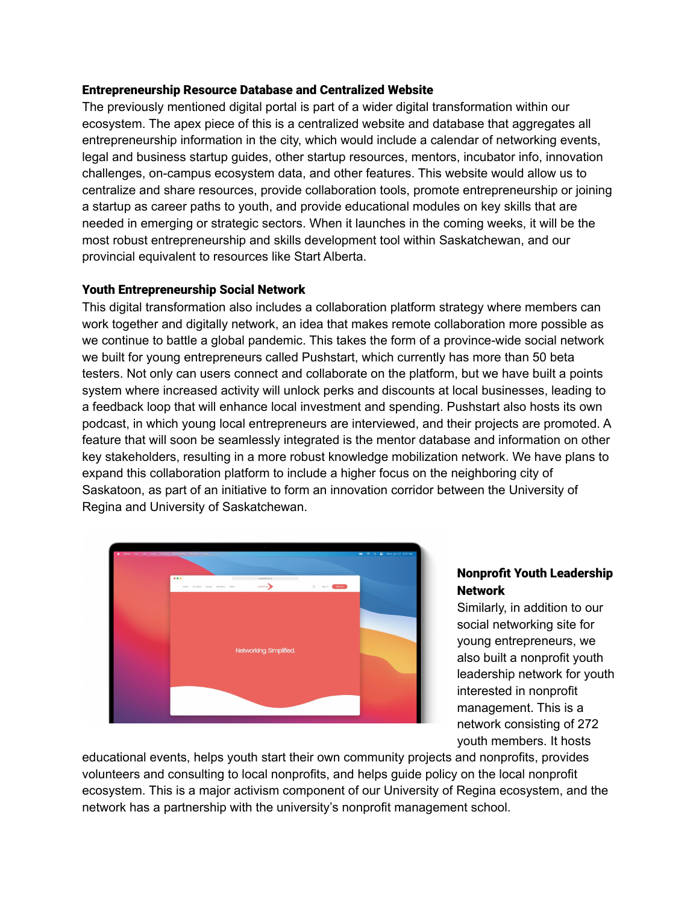**Entrepreneurship Resource Database and Centralized Website**

The previously mentioned digital portal is part of a wider digital transformation within our ecosystem. The apex piece of this is a centralized website and database that aggregates all entrepreneurship information in the city, which would include a calendar of networking events, legal and business startup guides, other startup resources, mentors, incubator info, innovation challenges, on-campus ecosystem data, and other features. This website would allow us to centralize and share resources, provide collaboration tools, promote entrepreneurship or joining a startup as career paths to youth, and provide educational modules on key skills that are needed in emerging or strategic sectors. When it launches in the coming weeks, it will be the most robust entrepreneurship and skills development tool within Saskatchewan, and our provincial equivalent to resources like Start Alberta.

**Youth Entrepreneurship Social Network**

This digital transformation also includes a collaboration platform strategy where members can work together and digitally network, an idea that makes remote collaboration more possible as we continue to battle a global pandemic. This takes the form of a province-wide social network we built for young entrepreneurs called Pushstart, which currently has more than 50 beta testers. Not only can users connect and collaborate on the platform, but we have built a points system where increased activity will unlock perks and discounts at local businesses, leading to a feedback loop that will enhance local investment and spending. Pushstart also hosts its own podcast, in which young local entrepreneurs are interviewed, and their projects are promoted. A feature that will soon be seamlessly integrated is the mentor database and information on other key stakeholders, resulting in a more robust knowledge mobilization network. We have plans to expand this collaboration platform to include a higher focus on the neighboring city of Saskatoon, as part of an initiative to form an innovation corridor between the University of Regina and University of Saskatchewan.

**Nonprofit Youth Leadership Network**

Similarly, in addition to our social networking site for young entrepreneurs, we also built a nonprofit youth leadership network for youth interested in nonprofit management. This is a network consisting of 272 youth members. It hosts educational events, helps youth start their own community projects and nonprofits, provides volunteers and consulting to local nonprofits, and helps guide policy on the local nonprofit ecosystem. This is a major activism component of our University of Regina ecosystem, and the network has a partnership with the university's nonprofit management school.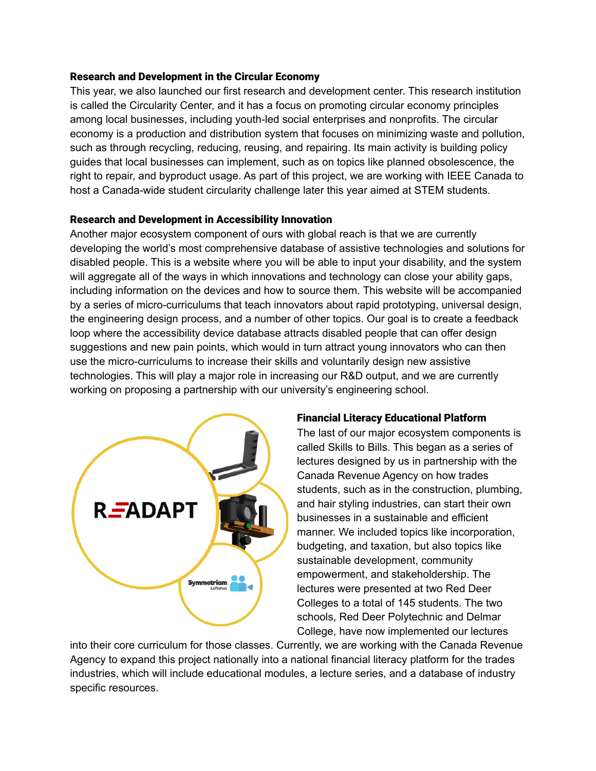**Research and Development in the Circular Economy**

This year, we also launched our first research and development center. This research institution is called the Circularity Center, and it has a focus on promoting circular economy principles among local businesses, including youth-led social enterprises and nonprofits. The circular economy is a production and distribution system that focuses on minimizing waste and pollution, such as through recycling, reducing, reusing, and repairing. Its main activity is building policy guides that local businesses can implement, such as on topics like planned obsolescence, the right to repair, and byproduct usage. As part of this project, we are working with IEEE Canada to host a Canada-wide student circularity challenge later this year aimed at STEM students.

**Research and Development in Accessibility Innovation**

Another major ecosystem component of ours with global reach is that we are currently developing the world's most comprehensive database of assistive technologies and solutions for disabled people. This is a website where you will be able to input your disability, and the system will aggregate all of the ways in which innovations and technology can close your ability gaps, including information on the devices and how to source them. This website will be accompanied by a series of micro-curriculums that teach innovators about rapid prototyping, universal design, the engineering design process, and a number of other topics. Our goal is to create a feedback loop where the accessibility device database attracts disabled people that can offer design suggestions and new pain points, which would in turn attract young innovators who can then use the micro-curriculums to increase their skills and voluntarily design new assistive technologies. This will play a major role in increasing our R&D output, and we are currently working on proposing a partnership with our university's engineering school.

READAPT

Symmetriam

Leftshot

**Financial Literacy Educational Platform**

The last of our major ecosystem components is called Skills to Bills. This began as a series of lectures designed by us in partnership with the Canada Revenue Agency on how trades students, such as in the construction, plumbing, and hair styling industries, can start their own businesses in a sustainable and efficient manner. We included topics like incorporation, budgeting, and taxation, but also topics like sustainable development, community empowerment, and stakeholdership. The lectures were presented at two Red Deer Colleges to a total of 145 students. The two schools, Red Deer Polytechnic and Delmar College, have now implemented our lectures into their core curriculum for those classes. Currently, we are working with the Canada Revenue Agency to expand this project nationally into a national financial literacy platform for the trades industries, which will include educational modules, a lecture series, and a database of industry specific resources.